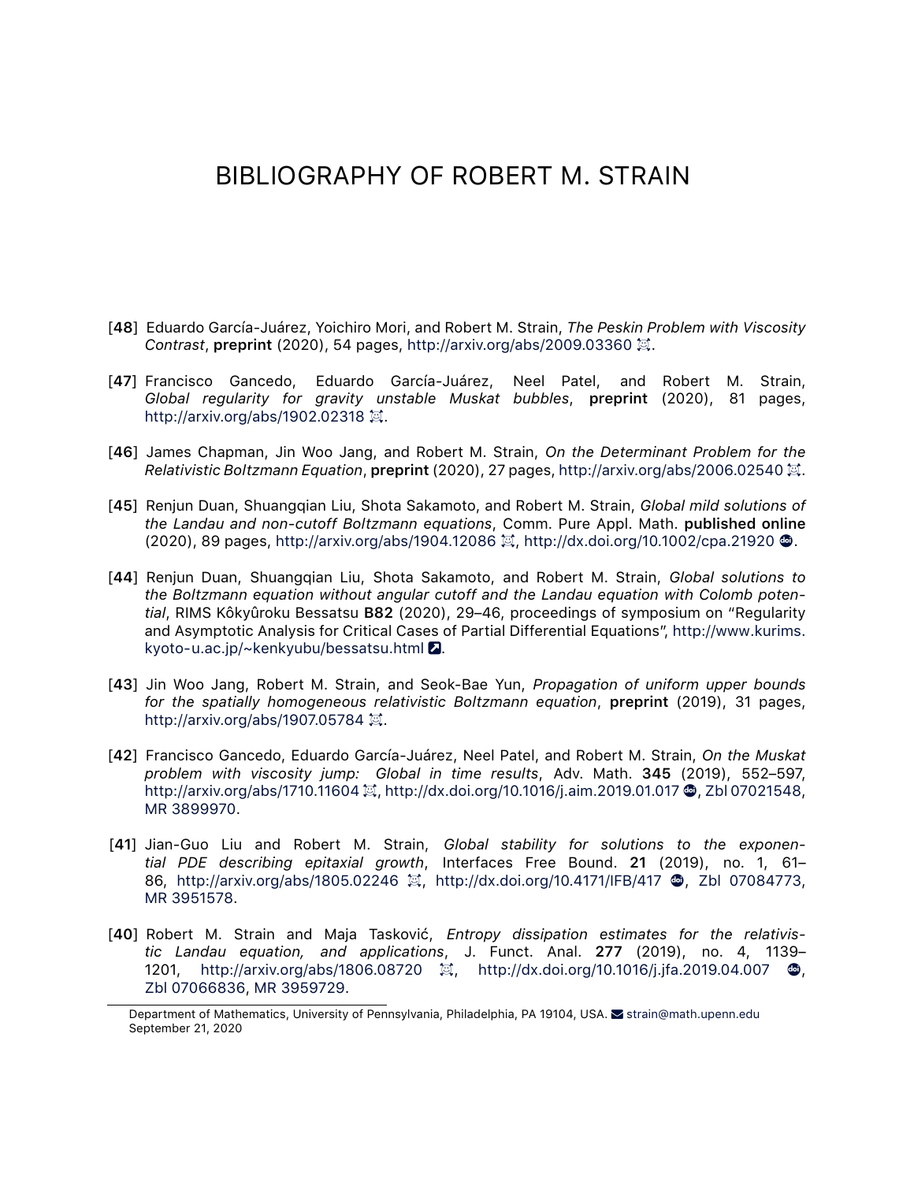# BIBLIOGRAPHY OF ROBERT M. STRAIN

[**48**] Eduardo García-Juárez, Yoichiro Mori, and Robert M. Strain, *The Peskin Problem with Viscosity Contrast*, **preprint** (2020), 54 pages, http://arxiv.org/abs/2009.03360.

[**47**] Francisco Gancedo, Eduardo García-Juárez, Neel Patel, and Robert M. Strain, *Global regularity for gravity unstable Muskat bubbles*, **preprint** (2020), 81 pages, http://arxiv.org/abs/1902.02318.

[**46**] James Chapman, Jin Woo Jang, and Robert M. Strain, *On the Determinant Problem for the Relativistic Boltzmann Equation*, **preprint** (2020), 27 pages, http://arxiv.org/abs/2006.02540.

[**45**] Renjun Duan, Shuangqian Liu, Shota Sakamoto, and Robert M. Strain, *Global mild solutions of the Landau and non-cutoff Boltzmann equations*, Comm. Pure Appl. Math. **published online** (2020), 89 pages, http://arxiv.org/abs/1904.12086, http://dx.doi.org/10.1002/cpa.21920.

[**44**] Renjun Duan, Shuangqian Liu, Shota Sakamoto, and Robert M. Strain, *Global solutions to the Boltzmann equation without angular cutoff and the Landau equation with Colomb potential*, RIMS Kôkyûroku Bessatsu **B82** (2020), 29–46, proceedings of symposium on "Regularity and Asymptotic Analysis for Critical Cases of Partial Differential Equations", http://www.kurims.kyoto-u.ac.jp/~kenkyubu/bessatsu.html.

[**43**] Jin Woo Jang, Robert M. Strain, and Seok-Bae Yun, *Propagation of uniform upper bounds for the spatially homogeneous relativistic Boltzmann equation*, **preprint** (2019), 31 pages, http://arxiv.org/abs/1907.05784.

[**42**] Francisco Gancedo, Eduardo García-Juárez, Neel Patel, and Robert M. Strain, *On the Muskat problem with viscosity jump: Global in time results*, Adv. Math. **345** (2019), 552–597, http://arxiv.org/abs/1710.11604, http://dx.doi.org/10.1016/j.aim.2019.01.017, Zbl 07021548, MR 3899970.

[**41**] Jian-Guo Liu and Robert M. Strain, *Global stability for solutions to the exponential PDE describing epitaxial growth*, Interfaces Free Bound. **21** (2019), no. 1, 61–86, http://arxiv.org/abs/1805.02246, http://dx.doi.org/10.4171/IFB/417, Zbl 07084773, MR 3951578.

[**40**] Robert M. Strain and Maja Tasković, *Entropy dissipation estimates for the relativistic Landau equation, and applications*, J. Funct. Anal. **277** (2019), no. 4, 1139–1201, http://arxiv.org/abs/1806.08720, http://dx.doi.org/10.1016/j.jfa.2019.04.007, Zbl 07066836, MR 3959729.

Department of Mathematics, University of Pennsylvania, Philadelphia, PA 19104, USA. strain@math.upenn.edu
September 21, 2020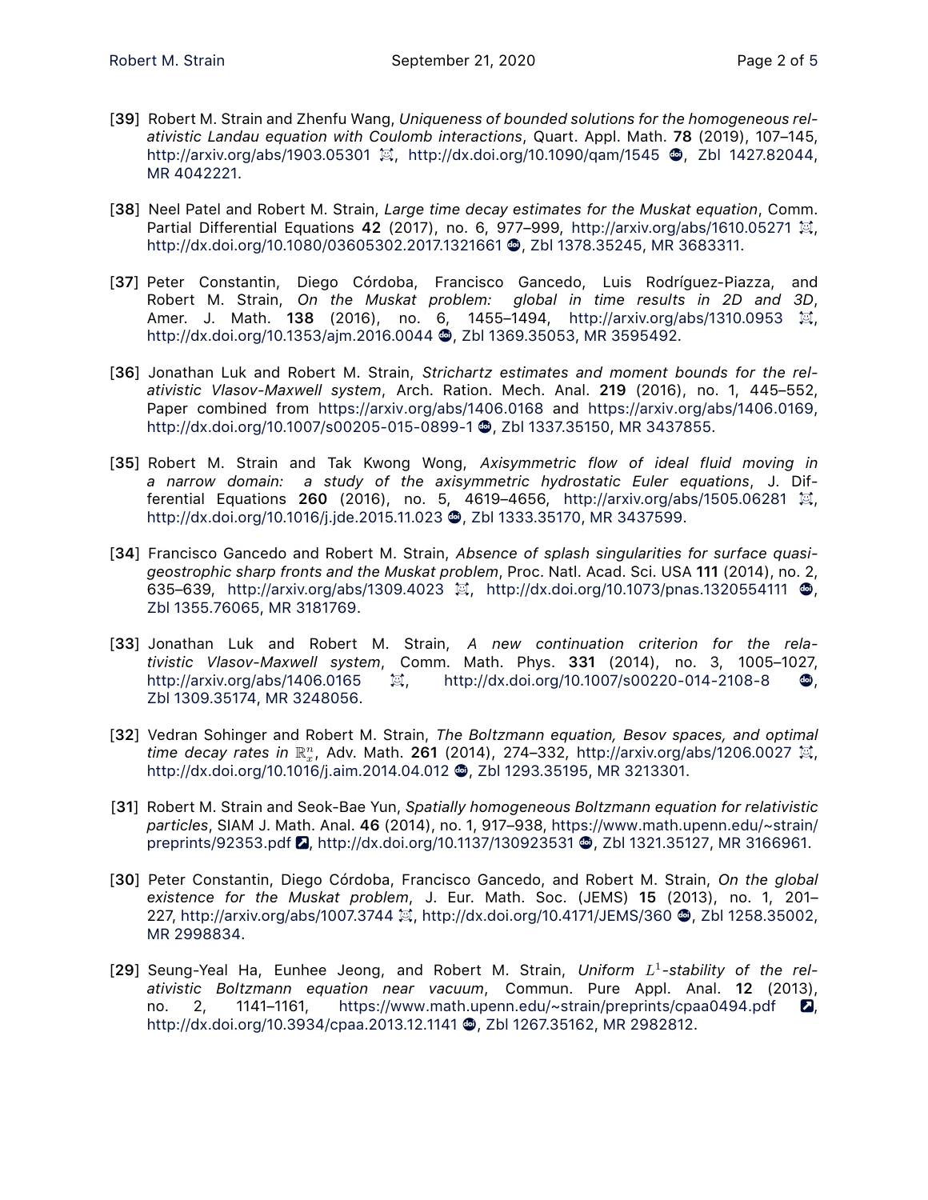[**39**] Robert M. Strain and Zhenfu Wang, *Uniqueness of bounded solutions for the homogeneous relativistic Landau equation with Coulomb interactions*, Quart. Appl. Math. **78** (2019), 107–145, http://arxiv.org/abs/1903.05301, http://dx.doi.org/10.1090/qam/1545, Zbl 1427.82044, MR 4042221.

[**38**] Neel Patel and Robert M. Strain, *Large time decay estimates for the Muskat equation*, Comm. Partial Differential Equations **42** (2017), no. 6, 977–999, http://arxiv.org/abs/1610.05271, http://dx.doi.org/10.1080/03605302.2017.1321661, Zbl 1378.35245, MR 3683311.

[**37**] Peter Constantin, Diego Córdoba, Francisco Gancedo, Luis Rodríguez-Piazza, and Robert M. Strain, *On the Muskat problem: global in time results in 2D and 3D*, Amer. J. Math. **138** (2016), no. 6, 1455–1494, http://arxiv.org/abs/1310.0953, http://dx.doi.org/10.1353/ajm.2016.0044, Zbl 1369.35053, MR 3595492.

[**36**] Jonathan Luk and Robert M. Strain, *Strichartz estimates and moment bounds for the relativistic Vlasov-Maxwell system*, Arch. Ration. Mech. Anal. **219** (2016), no. 1, 445–552, Paper combined from https://arxiv.org/abs/1406.0168 and https://arxiv.org/abs/1406.0169, http://dx.doi.org/10.1007/s00205-015-0899-1, Zbl 1337.35150, MR 3437855.

[**35**] Robert M. Strain and Tak Kwong Wong, *Axisymmetric flow of ideal fluid moving in a narrow domain: a study of the axisymmetric hydrostatic Euler equations*, J. Differential Equations **260** (2016), no. 5, 4619–4656, http://arxiv.org/abs/1505.06281, http://dx.doi.org/10.1016/j.jde.2015.11.023, Zbl 1333.35170, MR 3437599.

[**34**] Francisco Gancedo and Robert M. Strain, *Absence of splash singularities for surface quasi-geostrophic sharp fronts and the Muskat problem*, Proc. Natl. Acad. Sci. USA **111** (2014), no. 2, 635–639, http://arxiv.org/abs/1309.4023, http://dx.doi.org/10.1073/pnas.1320554111, Zbl 1355.76065, MR 3181769.

[**33**] Jonathan Luk and Robert M. Strain, *A new continuation criterion for the relativistic Vlasov-Maxwell system*, Comm. Math. Phys. **331** (2014), no. 3, 1005–1027, http://arxiv.org/abs/1406.0165, http://dx.doi.org/10.1007/s00220-014-2108-8, Zbl 1309.35174, MR 3248056.

[**32**] Vedran Sohinger and Robert M. Strain, *The Boltzmann equation, Besov spaces, and optimal time decay rates in $\mathbb{R}^n_x$*, Adv. Math. **261** (2014), 274–332, http://arxiv.org/abs/1206.0027, http://dx.doi.org/10.1016/j.aim.2014.04.012, Zbl 1293.35195, MR 3213301.

[**31**] Robert M. Strain and Seok-Bae Yun, *Spatially homogeneous Boltzmann equation for relativistic particles*, SIAM J. Math. Anal. **46** (2014), no. 1, 917–938, https://www.math.upenn.edu/~strain/preprints/92353.pdf, http://dx.doi.org/10.1137/130923531, Zbl 1321.35127, MR 3166961.

[**30**] Peter Constantin, Diego Córdoba, Francisco Gancedo, and Robert M. Strain, *On the global existence for the Muskat problem*, J. Eur. Math. Soc. (JEMS) **15** (2013), no. 1, 201–227, http://arxiv.org/abs/1007.3744, http://dx.doi.org/10.4171/JEMS/360, Zbl 1258.35002, MR 2998834.

[**29**] Seung-Yeal Ha, Eunhee Jeong, and Robert M. Strain, *Uniform $L^1$-stability of the relativistic Boltzmann equation near vacuum*, Commun. Pure Appl. Anal. **12** (2013), no. 2, 1141–1161, https://www.math.upenn.edu/~strain/preprints/cpaa0494.pdf, http://dx.doi.org/10.3934/cpaa.2013.12.1141, Zbl 1267.35162, MR 2982812.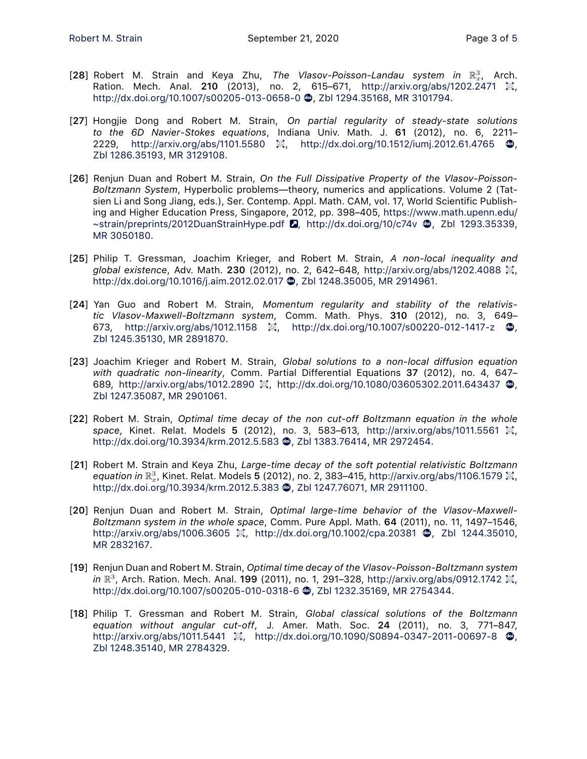[**28**] Robert M. Strain and Keya Zhu, *The Vlasov-Poisson-Landau system in $\mathbb{R}^3_x$*, Arch. Ration. Mech. Anal. **210** (2013), no. 2, 615–671, http://arxiv.org/abs/1202.2471, http://dx.doi.org/10.1007/s00205-013-0658-0, Zbl 1294.35168, MR 3101794.

[**27**] Hongjie Dong and Robert M. Strain, *On partial regularity of steady-state solutions to the 6D Navier-Stokes equations*, Indiana Univ. Math. J. **61** (2012), no. 6, 2211–2229, http://arxiv.org/abs/1101.5580, http://dx.doi.org/10.1512/iumj.2012.61.4765, Zbl 1286.35193, MR 3129108.

[**26**] Renjun Duan and Robert M. Strain, *On the Full Dissipative Property of the Vlasov-Poisson-Boltzmann System*, Hyperbolic problems—theory, numerics and applications. Volume 2 (Tatsien Li and Song Jiang, eds.), Ser. Contemp. Appl. Math. CAM, vol. 17, World Scientific Publishing and Higher Education Press, Singapore, 2012, pp. 398–405, https://www.math.upenn.edu/~strain/preprints/2012DuanStrainHype.pdf, http://dx.doi.org/10/c74v, Zbl 1293.35339, MR 3050180.

[**25**] Philip T. Gressman, Joachim Krieger, and Robert M. Strain, *A non-local inequality and global existence*, Adv. Math. **230** (2012), no. 2, 642–648, http://arxiv.org/abs/1202.4088, http://dx.doi.org/10.1016/j.aim.2012.02.017, Zbl 1248.35005, MR 2914961.

[**24**] Yan Guo and Robert M. Strain, *Momentum regularity and stability of the relativistic Vlasov-Maxwell-Boltzmann system*, Comm. Math. Phys. **310** (2012), no. 3, 649–673, http://arxiv.org/abs/1012.1158, http://dx.doi.org/10.1007/s00220-012-1417-z, Zbl 1245.35130, MR 2891870.

[**23**] Joachim Krieger and Robert M. Strain, *Global solutions to a non-local diffusion equation with quadratic non-linearity*, Comm. Partial Differential Equations **37** (2012), no. 4, 647–689, http://arxiv.org/abs/1012.2890, http://dx.doi.org/10.1080/03605302.2011.643437, Zbl 1247.35087, MR 2901061.

[**22**] Robert M. Strain, *Optimal time decay of the non cut-off Boltzmann equation in the whole space*, Kinet. Relat. Models **5** (2012), no. 3, 583–613, http://arxiv.org/abs/1011.5561, http://dx.doi.org/10.3934/krm.2012.5.583, Zbl 1383.76414, MR 2972454.

[**21**] Robert M. Strain and Keya Zhu, *Large-time decay of the soft potential relativistic Boltzmann equation in $\mathbb{R}^3_x$*, Kinet. Relat. Models **5** (2012), no. 2, 383–415, http://arxiv.org/abs/1106.1579, http://dx.doi.org/10.3934/krm.2012.5.383, Zbl 1247.76071, MR 2911100.

[**20**] Renjun Duan and Robert M. Strain, *Optimal large-time behavior of the Vlasov-Maxwell-Boltzmann system in the whole space*, Comm. Pure Appl. Math. **64** (2011), no. 11, 1497–1546, http://arxiv.org/abs/1006.3605, http://dx.doi.org/10.1002/cpa.20381, Zbl 1244.35010, MR 2832167.

[**19**] Renjun Duan and Robert M. Strain, *Optimal time decay of the Vlasov-Poisson-Boltzmann system in $\mathbb{R}^3$*, Arch. Ration. Mech. Anal. **199** (2011), no. 1, 291–328, http://arxiv.org/abs/0912.1742, http://dx.doi.org/10.1007/s00205-010-0318-6, Zbl 1232.35169, MR 2754344.

[**18**] Philip T. Gressman and Robert M. Strain, *Global classical solutions of the Boltzmann equation without angular cut-off*, J. Amer. Math. Soc. **24** (2011), no. 3, 771–847, http://arxiv.org/abs/1011.5441, http://dx.doi.org/10.1090/S0894-0347-2011-00697-8, Zbl 1248.35140, MR 2784329.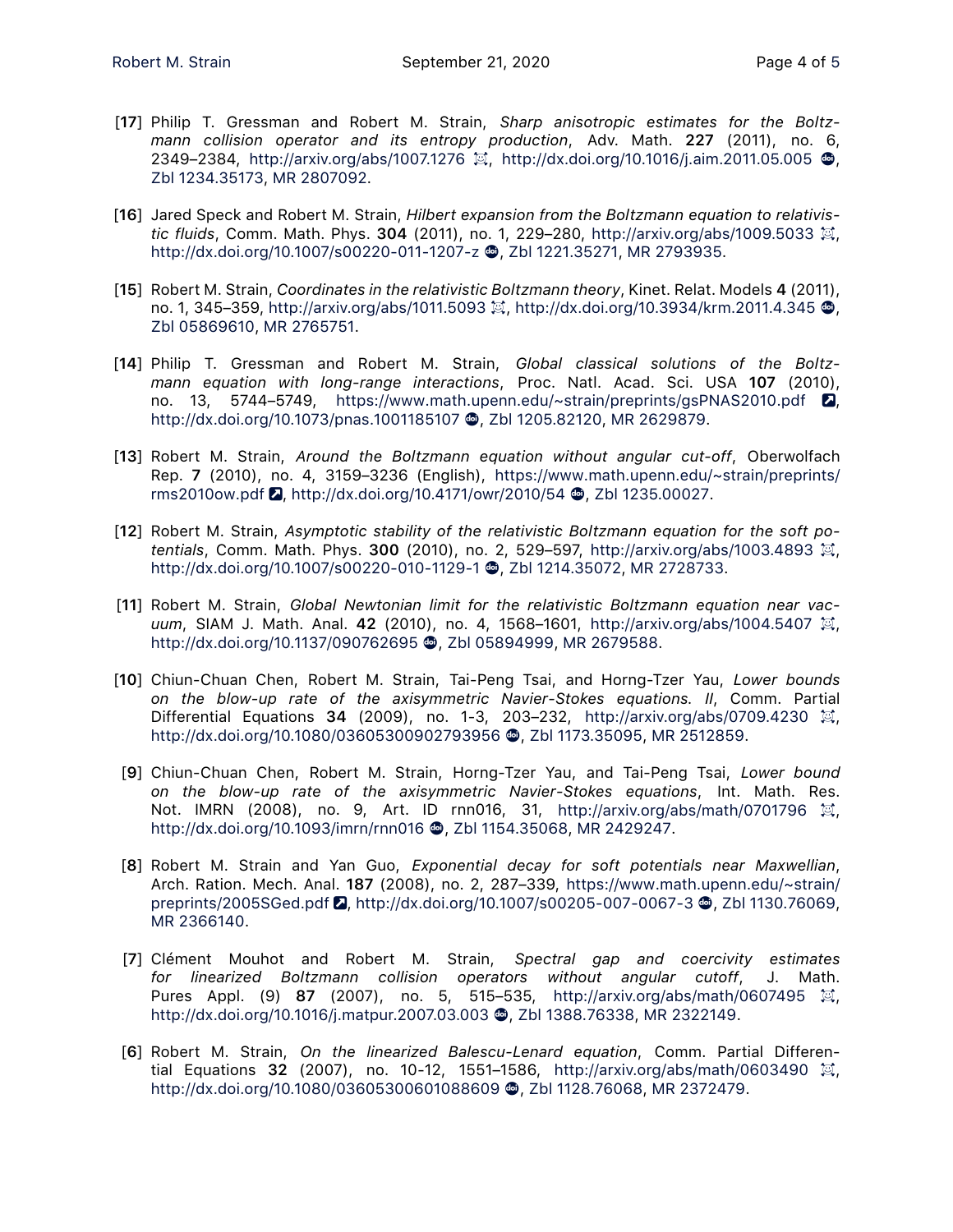[17] Philip T. Gressman and Robert M. Strain, *Sharp anisotropic estimates for the Boltzmann collision operator and its entropy production*, Adv. Math. **227** (2011), no. 6, 2349–2384, http://arxiv.org/abs/1007.1276, http://dx.doi.org/10.1016/j.aim.2011.05.005, Zbl 1234.35173, MR 2807092.

[16] Jared Speck and Robert M. Strain, *Hilbert expansion from the Boltzmann equation to relativistic fluids*, Comm. Math. Phys. **304** (2011), no. 1, 229–280, http://arxiv.org/abs/1009.5033, http://dx.doi.org/10.1007/s00220-011-1207-z, Zbl 1221.35271, MR 2793935.

[15] Robert M. Strain, *Coordinates in the relativistic Boltzmann theory*, Kinet. Relat. Models **4** (2011), no. 1, 345–359, http://arxiv.org/abs/1011.5093, http://dx.doi.org/10.3934/krm.2011.4.345, Zbl 05869610, MR 2765751.

[14] Philip T. Gressman and Robert M. Strain, *Global classical solutions of the Boltzmann equation with long-range interactions*, Proc. Natl. Acad. Sci. USA **107** (2010), no. 13, 5744–5749, https://www.math.upenn.edu/~strain/preprints/gsPNAS2010.pdf, http://dx.doi.org/10.1073/pnas.1001185107, Zbl 1205.82120, MR 2629879.

[13] Robert M. Strain, *Around the Boltzmann equation without angular cut-off*, Oberwolfach Rep. **7** (2010), no. 4, 3159–3236 (English), https://www.math.upenn.edu/~strain/preprints/rms2010ow.pdf, http://dx.doi.org/10.4171/owr/2010/54, Zbl 1235.00027.

[12] Robert M. Strain, *Asymptotic stability of the relativistic Boltzmann equation for the soft potentials*, Comm. Math. Phys. **300** (2010), no. 2, 529–597, http://arxiv.org/abs/1003.4893, http://dx.doi.org/10.1007/s00220-010-1129-1, Zbl 1214.35072, MR 2728733.

[11] Robert M. Strain, *Global Newtonian limit for the relativistic Boltzmann equation near vacuum*, SIAM J. Math. Anal. **42** (2010), no. 4, 1568–1601, http://arxiv.org/abs/1004.5407, http://dx.doi.org/10.1137/090762695, Zbl 05894999, MR 2679588.

[10] Chiun-Chuan Chen, Robert M. Strain, Tai-Peng Tsai, and Horng-Tzer Yau, *Lower bounds on the blow-up rate of the axisymmetric Navier-Stokes equations. II*, Comm. Partial Differential Equations **34** (2009), no. 1-3, 203–232, http://arxiv.org/abs/0709.4230, http://dx.doi.org/10.1080/03605300902793956, Zbl 1173.35095, MR 2512859.

[9] Chiun-Chuan Chen, Robert M. Strain, Horng-Tzer Yau, and Tai-Peng Tsai, *Lower bound on the blow-up rate of the axisymmetric Navier-Stokes equations*, Int. Math. Res. Not. IMRN (2008), no. 9, Art. ID rnn016, 31, http://arxiv.org/abs/math/0701796, http://dx.doi.org/10.1093/imrn/rnn016, Zbl 1154.35068, MR 2429247.

[8] Robert M. Strain and Yan Guo, *Exponential decay for soft potentials near Maxwellian*, Arch. Ration. Mech. Anal. **187** (2008), no. 2, 287–339, https://www.math.upenn.edu/~strain/preprints/2005SGed.pdf, http://dx.doi.org/10.1007/s00205-007-0067-3, Zbl 1130.76069, MR 2366140.

[7] Clément Mouhot and Robert M. Strain, *Spectral gap and coercivity estimates for linearized Boltzmann collision operators without angular cutoff*, J. Math. Pures Appl. (9) **87** (2007), no. 5, 515–535, http://arxiv.org/abs/math/0607495, http://dx.doi.org/10.1016/j.matpur.2007.03.003, Zbl 1388.76338, MR 2322149.

[6] Robert M. Strain, *On the linearized Balescu-Lenard equation*, Comm. Partial Differential Equations **32** (2007), no. 10-12, 1551–1586, http://arxiv.org/abs/math/0603490, http://dx.doi.org/10.1080/03605300601088609, Zbl 1128.76068, MR 2372479.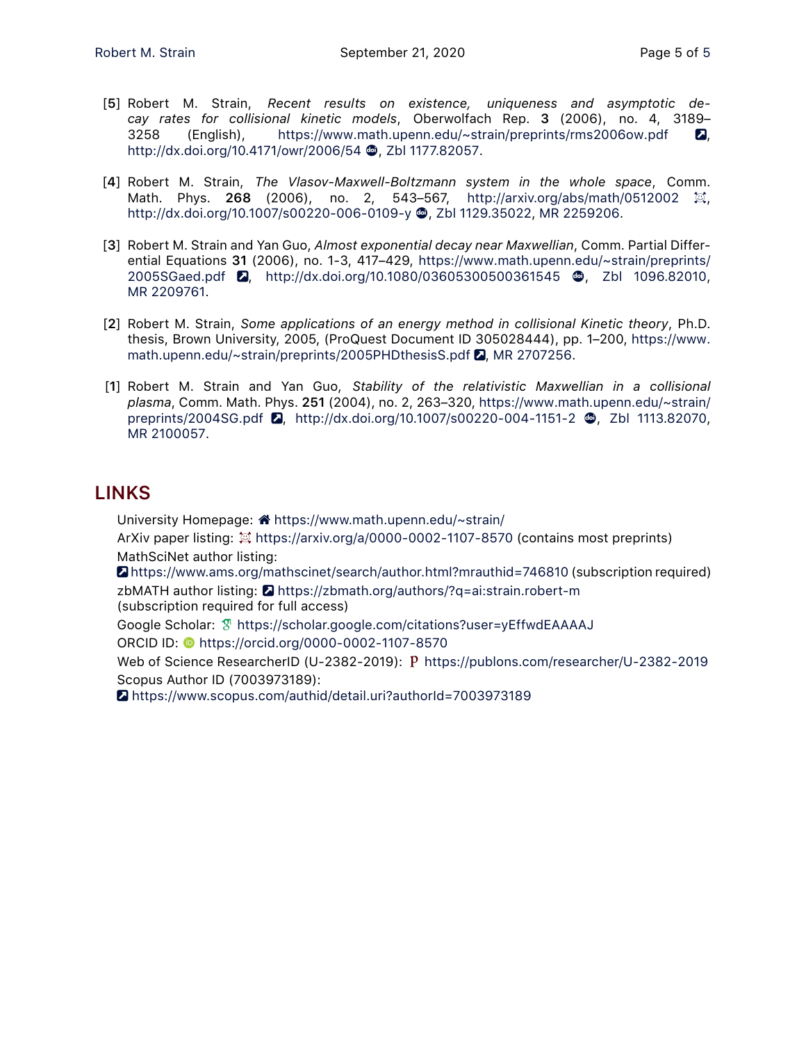[**5**] Robert M. Strain, *Recent results on existence, uniqueness and asymptotic decay rates for collisional kinetic models*, Oberwolfach Rep. **3** (2006), no. 4, 3189–3258 (English), https://www.math.upenn.edu/~strain/preprints/rms2006ow.pdf, http://dx.doi.org/10.4171/owr/2006/54, Zbl 1177.82057.

[**4**] Robert M. Strain, *The Vlasov-Maxwell-Boltzmann system in the whole space*, Comm. Math. Phys. **268** (2006), no. 2, 543–567, http://arxiv.org/abs/math/0512002, http://dx.doi.org/10.1007/s00220-006-0109-y, Zbl 1129.35022, MR 2259206.

[**3**] Robert M. Strain and Yan Guo, *Almost exponential decay near Maxwellian*, Comm. Partial Differential Equations **31** (2006), no. 1-3, 417–429, https://www.math.upenn.edu/~strain/preprints/2005SGaed.pdf, http://dx.doi.org/10.1080/03605300500361545, Zbl 1096.82010, MR 2209761.

[**2**] Robert M. Strain, *Some applications of an energy method in collisional Kinetic theory*, Ph.D. thesis, Brown University, 2005, (ProQuest Document ID 305028444), pp. 1–200, https://www.math.upenn.edu/~strain/preprints/2005PHDthesisS.pdf, MR 2707256.

[**1**] Robert M. Strain and Yan Guo, *Stability of the relativistic Maxwellian in a collisional plasma*, Comm. Math. Phys. **251** (2004), no. 2, 263–320, https://www.math.upenn.edu/~strain/preprints/2004SG.pdf, http://dx.doi.org/10.1007/s00220-004-1151-2, Zbl 1113.82070, MR 2100057.

## LINKS

University Homepage: https://www.math.upenn.edu/~strain/
ArXiv paper listing: https://arxiv.org/a/0000-0002-1107-8570 (contains most preprints)
MathSciNet author listing:
https://www.ams.org/mathscinet/search/author.html?mrauthid=746810 (subscription required)
zbMATH author listing: https://zbmath.org/authors/?q=ai:strain.robert-m
(subscription required for full access)
Google Scholar: https://scholar.google.com/citations?user=yEffwdEAAAAJ
ORCID ID: https://orcid.org/0000-0002-1107-8570
Web of Science ResearcherID (U-2382-2019): https://publons.com/researcher/U-2382-2019
Scopus Author ID (7003973189):
https://www.scopus.com/authid/detail.uri?authorId=7003973189